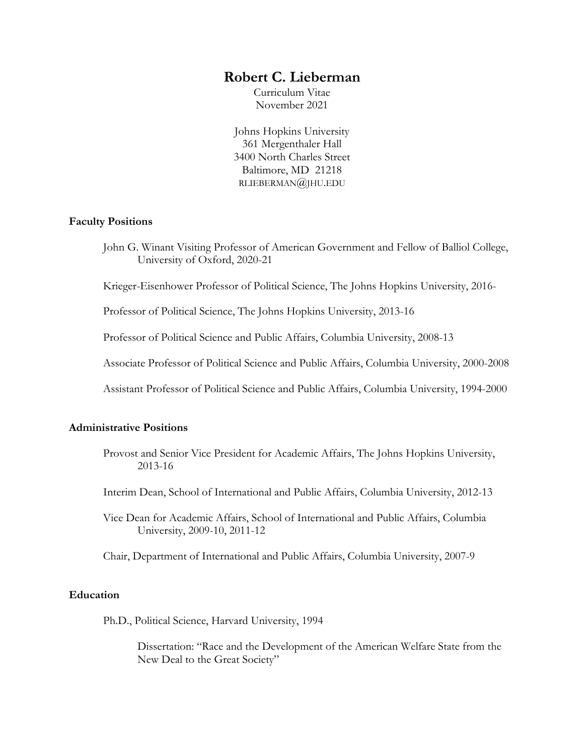# Robert C. Lieberman

Curriculum Vitae
November 2021

Johns Hopkins University
361 Mergenthaler Hall
3400 North Charles Street
Baltimore, MD 21218
RLIEBERMAN@JHU.EDU

## Faculty Positions

John G. Winant Visiting Professor of American Government and Fellow of Balliol College, University of Oxford, 2020-21

Krieger-Eisenhower Professor of Political Science, The Johns Hopkins University, 2016-

Professor of Political Science, The Johns Hopkins University, 2013-16

Professor of Political Science and Public Affairs, Columbia University, 2008-13

Associate Professor of Political Science and Public Affairs, Columbia University, 2000-2008

Assistant Professor of Political Science and Public Affairs, Columbia University, 1994-2000

## Administrative Positions

Provost and Senior Vice President for Academic Affairs, The Johns Hopkins University, 2013-16

Interim Dean, School of International and Public Affairs, Columbia University, 2012-13

Vice Dean for Academic Affairs, School of International and Public Affairs, Columbia University, 2009-10, 2011-12

Chair, Department of International and Public Affairs, Columbia University, 2007-9

## Education

Ph.D., Political Science, Harvard University, 1994

Dissertation: "Race and the Development of the American Welfare State from the New Deal to the Great Society"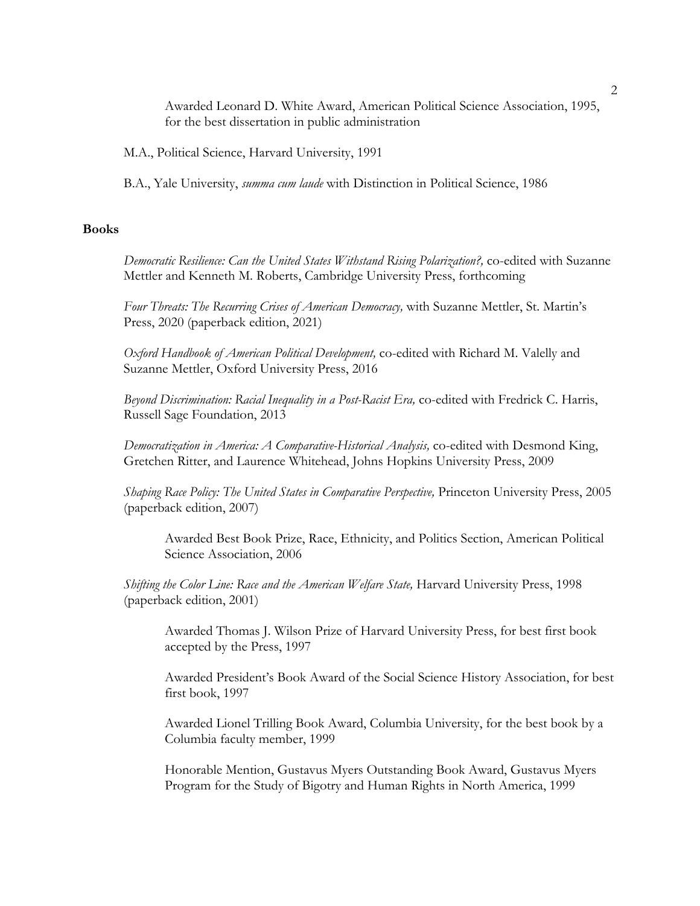Awarded Leonard D. White Award, American Political Science Association, 1995, for the best dissertation in public administration

M.A., Political Science, Harvard University, 1991

B.A., Yale University, *summa cum laude* with Distinction in Political Science, 1986

## Books

*Democratic Resilience: Can the United States Withstand Rising Polarization?,* co-edited with Suzanne Mettler and Kenneth M. Roberts, Cambridge University Press, forthcoming

*Four Threats: The Recurring Crises of American Democracy,* with Suzanne Mettler, St. Martin's Press, 2020 (paperback edition, 2021)

*Oxford Handbook of American Political Development,* co-edited with Richard M. Valelly and Suzanne Mettler, Oxford University Press, 2016

*Beyond Discrimination: Racial Inequality in a Post-Racist Era,* co-edited with Fredrick C. Harris, Russell Sage Foundation, 2013

*Democratization in America: A Comparative-Historical Analysis,* co-edited with Desmond King, Gretchen Ritter, and Laurence Whitehead, Johns Hopkins University Press, 2009

*Shaping Race Policy: The United States in Comparative Perspective,* Princeton University Press, 2005 (paperback edition, 2007)

Awarded Best Book Prize, Race, Ethnicity, and Politics Section, American Political Science Association, 2006

*Shifting the Color Line: Race and the American Welfare State,* Harvard University Press, 1998 (paperback edition, 2001)

Awarded Thomas J. Wilson Prize of Harvard University Press, for best first book accepted by the Press, 1997

Awarded President's Book Award of the Social Science History Association, for best first book, 1997

Awarded Lionel Trilling Book Award, Columbia University, for the best book by a Columbia faculty member, 1999

Honorable Mention, Gustavus Myers Outstanding Book Award, Gustavus Myers Program for the Study of Bigotry and Human Rights in North America, 1999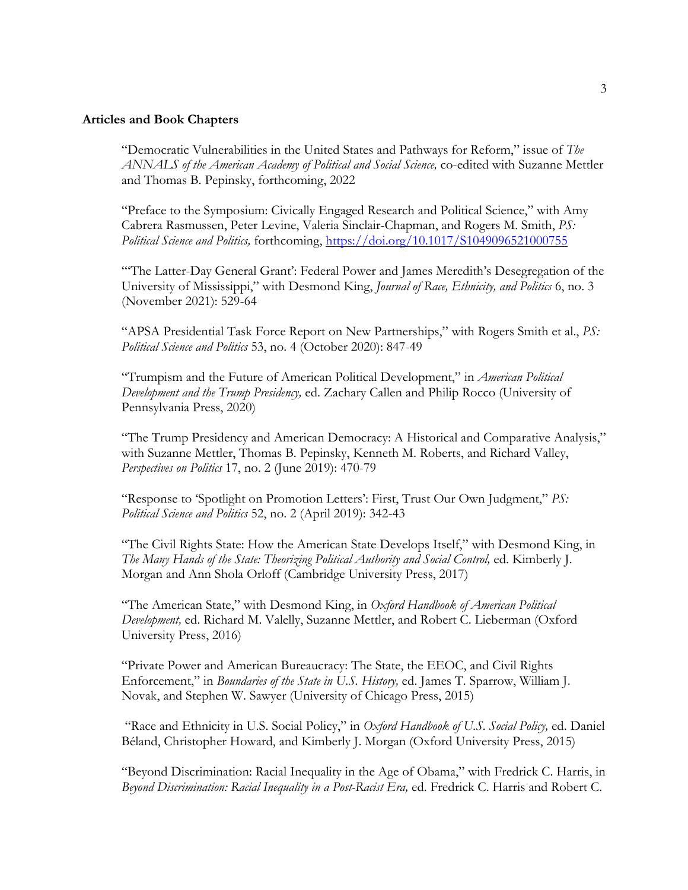**Articles and Book Chapters**

"Democratic Vulnerabilities in the United States and Pathways for Reform," issue of *The ANNALS of the American Academy of Political and Social Science,* co-edited with Suzanne Mettler and Thomas B. Pepinsky, forthcoming, 2022

"Preface to the Symposium: Civically Engaged Research and Political Science," with Amy Cabrera Rasmussen, Peter Levine, Valeria Sinclair-Chapman, and Rogers M. Smith, *PS: Political Science and Politics,* forthcoming, https://doi.org/10.1017/S1049096521000755

"'The Latter-Day General Grant': Federal Power and James Meredith's Desegregation of the University of Mississippi," with Desmond King, *Journal of Race, Ethnicity, and Politics* 6, no. 3 (November 2021): 529-64

"APSA Presidential Task Force Report on New Partnerships," with Rogers Smith et al., *PS: Political Science and Politics* 53, no. 4 (October 2020): 847-49

"Trumpism and the Future of American Political Development," in *American Political Development and the Trump Presidency,* ed. Zachary Callen and Philip Rocco (University of Pennsylvania Press, 2020)

"The Trump Presidency and American Democracy: A Historical and Comparative Analysis," with Suzanne Mettler, Thomas B. Pepinsky, Kenneth M. Roberts, and Richard Valley, *Perspectives on Politics* 17, no. 2 (June 2019): 470-79

"Response to 'Spotlight on Promotion Letters': First, Trust Our Own Judgment," *PS: Political Science and Politics* 52, no. 2 (April 2019): 342-43

"The Civil Rights State: How the American State Develops Itself," with Desmond King, in *The Many Hands of the State: Theorizing Political Authority and Social Control,* ed. Kimberly J. Morgan and Ann Shola Orloff (Cambridge University Press, 2017)

"The American State," with Desmond King, in *Oxford Handbook of American Political Development,* ed. Richard M. Valelly, Suzanne Mettler, and Robert C. Lieberman (Oxford University Press, 2016)

"Private Power and American Bureaucracy: The State, the EEOC, and Civil Rights Enforcement," in *Boundaries of the State in U.S. History,* ed. James T. Sparrow, William J. Novak, and Stephen W. Sawyer (University of Chicago Press, 2015)

"Race and Ethnicity in U.S. Social Policy," in *Oxford Handbook of U.S. Social Policy,* ed. Daniel Béland, Christopher Howard, and Kimberly J. Morgan (Oxford University Press, 2015)

"Beyond Discrimination: Racial Inequality in the Age of Obama," with Fredrick C. Harris, in *Beyond Discrimination: Racial Inequality in a Post-Racist Era,* ed. Fredrick C. Harris and Robert C.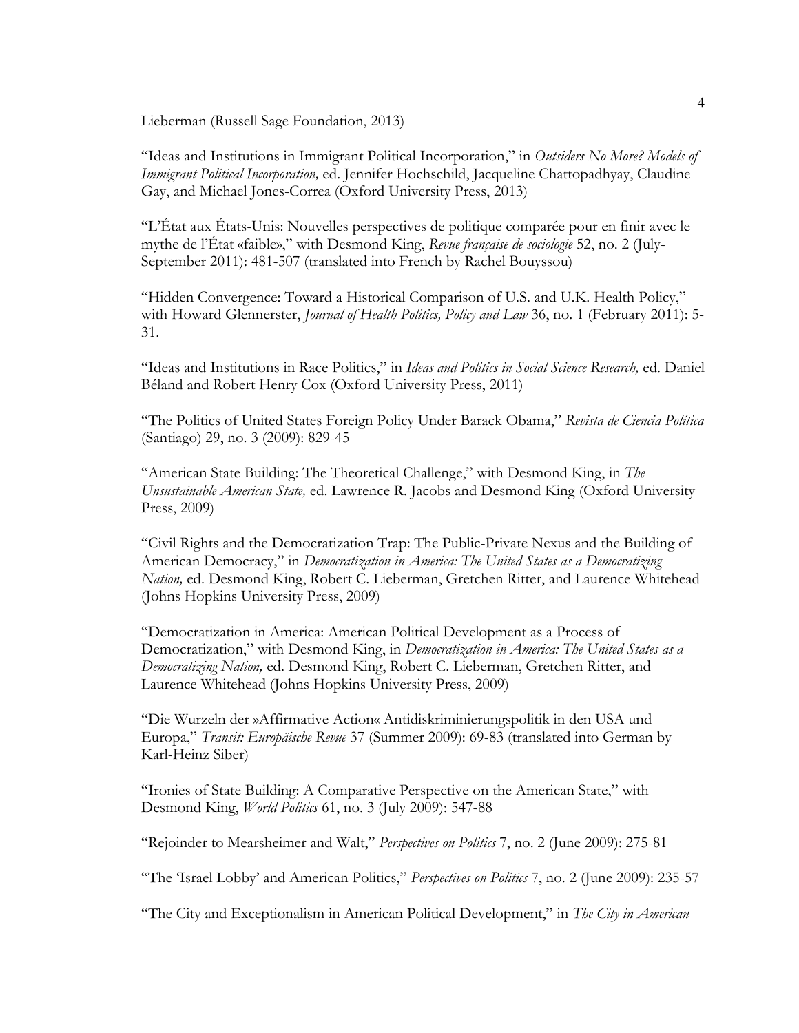Lieberman (Russell Sage Foundation, 2013)

"Ideas and Institutions in Immigrant Political Incorporation," in *Outsiders No More? Models of Immigrant Political Incorporation,* ed. Jennifer Hochschild, Jacqueline Chattopadhyay, Claudine Gay, and Michael Jones-Correa (Oxford University Press, 2013)

"L'État aux États-Unis: Nouvelles perspectives de politique comparée pour en finir avec le mythe de l'État «faible»," with Desmond King, *Revue française de sociologie* 52, no. 2 (July-September 2011): 481-507 (translated into French by Rachel Bouyssou)

"Hidden Convergence: Toward a Historical Comparison of U.S. and U.K. Health Policy," with Howard Glennerster, *Journal of Health Politics, Policy and Law* 36, no. 1 (February 2011): 5-31.

"Ideas and Institutions in Race Politics," in *Ideas and Politics in Social Science Research,* ed. Daniel Béland and Robert Henry Cox (Oxford University Press, 2011)

"The Politics of United States Foreign Policy Under Barack Obama," *Revista de Ciencia Política* (Santiago) 29, no. 3 (2009): 829-45

"American State Building: The Theoretical Challenge," with Desmond King, in *The Unsustainable American State,* ed. Lawrence R. Jacobs and Desmond King (Oxford University Press, 2009)

"Civil Rights and the Democratization Trap: The Public-Private Nexus and the Building of American Democracy," in *Democratization in America: The United States as a Democratizing Nation,* ed. Desmond King, Robert C. Lieberman, Gretchen Ritter, and Laurence Whitehead (Johns Hopkins University Press, 2009)

"Democratization in America: American Political Development as a Process of Democratization," with Desmond King, in *Democratization in America: The United States as a Democratizing Nation,* ed. Desmond King, Robert C. Lieberman, Gretchen Ritter, and Laurence Whitehead (Johns Hopkins University Press, 2009)

"Die Wurzeln der »Affirmative Action« Antidiskriminierungspolitik in den USA und Europa," *Transit: Europäische Revue* 37 (Summer 2009): 69-83 (translated into German by Karl-Heinz Siber)

"Ironies of State Building: A Comparative Perspective on the American State," with Desmond King, *World Politics* 61, no. 3 (July 2009): 547-88

"Rejoinder to Mearsheimer and Walt," *Perspectives on Politics* 7, no. 2 (June 2009): 275-81

"The 'Israel Lobby' and American Politics," *Perspectives on Politics* 7, no. 2 (June 2009): 235-57

"The City and Exceptionalism in American Political Development," in *The City in American*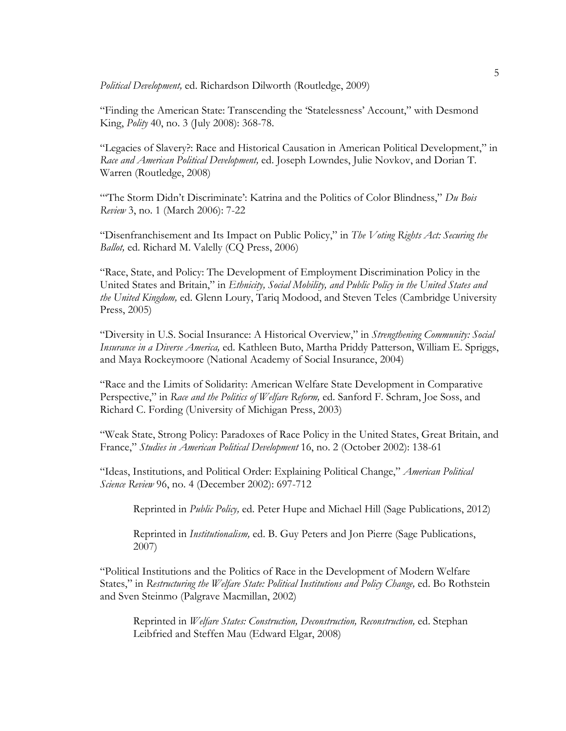*Political Development,* ed. Richardson Dilworth (Routledge, 2009)

"Finding the American State: Transcending the 'Statelessness' Account," with Desmond King, *Polity* 40, no. 3 (July 2008): 368-78.

"Legacies of Slavery?: Race and Historical Causation in American Political Development," in *Race and American Political Development,* ed. Joseph Lowndes, Julie Novkov, and Dorian T. Warren (Routledge, 2008)

"'The Storm Didn't Discriminate': Katrina and the Politics of Color Blindness," *Du Bois Review* 3, no. 1 (March 2006): 7-22

"Disenfranchisement and Its Impact on Public Policy," in *The Voting Rights Act: Securing the Ballot,* ed. Richard M. Valelly (CQ Press, 2006)

"Race, State, and Policy: The Development of Employment Discrimination Policy in the United States and Britain," in *Ethnicity, Social Mobility, and Public Policy in the United States and the United Kingdom,* ed. Glenn Loury, Tariq Modood, and Steven Teles (Cambridge University Press, 2005)

"Diversity in U.S. Social Insurance: A Historical Overview," in *Strengthening Community: Social Insurance in a Diverse America,* ed. Kathleen Buto, Martha Priddy Patterson, William E. Spriggs, and Maya Rockeymoore (National Academy of Social Insurance, 2004)

"Race and the Limits of Solidarity: American Welfare State Development in Comparative Perspective," in *Race and the Politics of Welfare Reform,* ed. Sanford F. Schram, Joe Soss, and Richard C. Fording (University of Michigan Press, 2003)

"Weak State, Strong Policy: Paradoxes of Race Policy in the United States, Great Britain, and France," *Studies in American Political Development* 16, no. 2 (October 2002): 138-61

"Ideas, Institutions, and Political Order: Explaining Political Change," *American Political Science Review* 96, no. 4 (December 2002): 697-712

> Reprinted in *Public Policy,* ed. Peter Hupe and Michael Hill (Sage Publications, 2012)
>
> Reprinted in *Institutionalism,* ed. B. Guy Peters and Jon Pierre (Sage Publications, 2007)

"Political Institutions and the Politics of Race in the Development of Modern Welfare States," in *Restructuring the Welfare State: Political Institutions and Policy Change,* ed. Bo Rothstein and Sven Steinmo (Palgrave Macmillan, 2002)

> Reprinted in *Welfare States: Construction, Deconstruction, Reconstruction,* ed. Stephan Leibfried and Steffen Mau (Edward Elgar, 2008)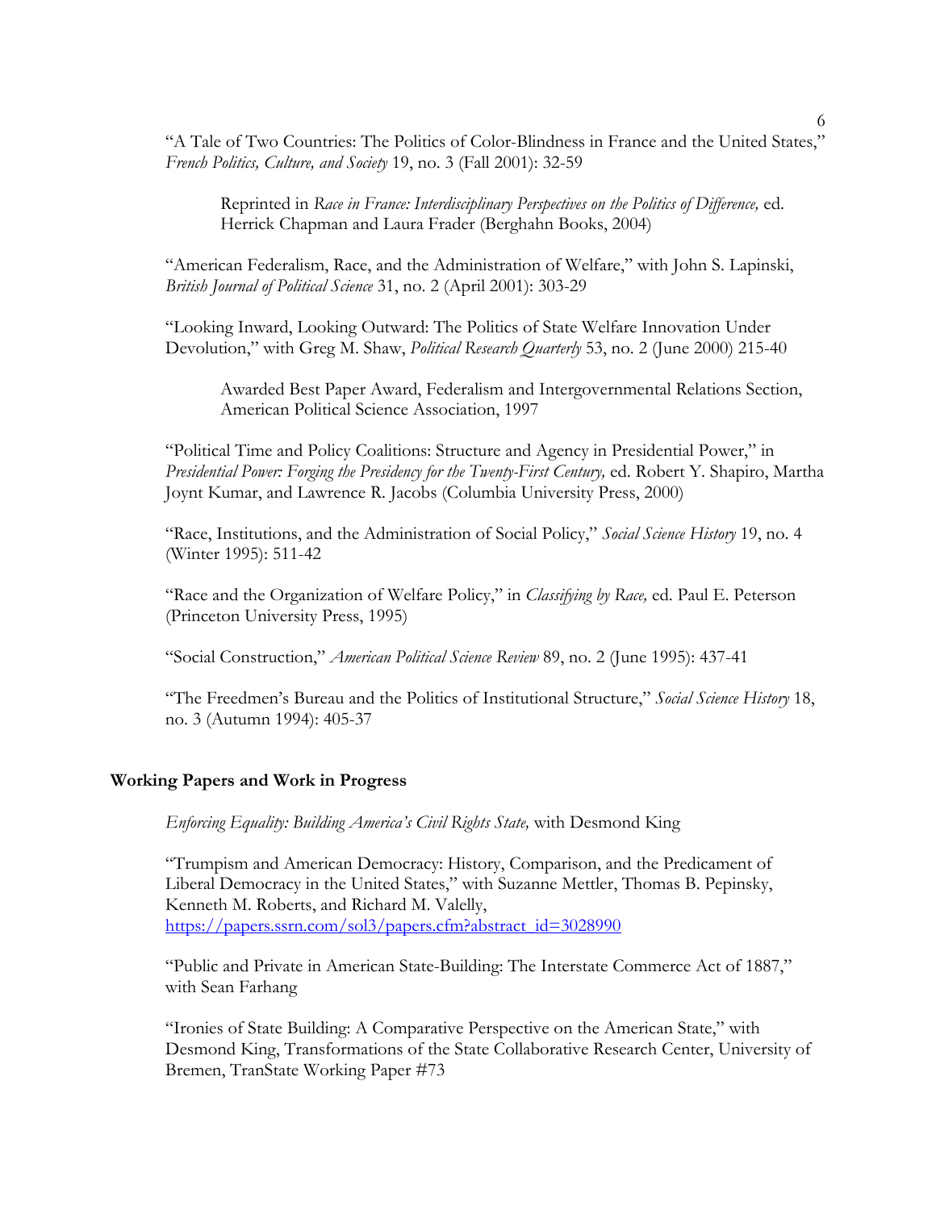"A Tale of Two Countries: The Politics of Color-Blindness in France and the United States," *French Politics, Culture, and Society* 19, no. 3 (Fall 2001): 32-59

> Reprinted in *Race in France: Interdisciplinary Perspectives on the Politics of Difference,* ed. Herrick Chapman and Laura Frader (Berghahn Books, 2004)

"American Federalism, Race, and the Administration of Welfare," with John S. Lapinski, *British Journal of Political Science* 31, no. 2 (April 2001): 303-29

"Looking Inward, Looking Outward: The Politics of State Welfare Innovation Under Devolution," with Greg M. Shaw, *Political Research Quarterly* 53, no. 2 (June 2000) 215-40

> Awarded Best Paper Award, Federalism and Intergovernmental Relations Section, American Political Science Association, 1997

"Political Time and Policy Coalitions: Structure and Agency in Presidential Power," in *Presidential Power: Forging the Presidency for the Twenty-First Century,* ed. Robert Y. Shapiro, Martha Joynt Kumar, and Lawrence R. Jacobs (Columbia University Press, 2000)

"Race, Institutions, and the Administration of Social Policy," *Social Science History* 19, no. 4 (Winter 1995): 511-42

"Race and the Organization of Welfare Policy," in *Classifying by Race,* ed. Paul E. Peterson (Princeton University Press, 1995)

"Social Construction," *American Political Science Review* 89, no. 2 (June 1995): 437-41

"The Freedmen's Bureau and the Politics of Institutional Structure," *Social Science History* 18, no. 3 (Autumn 1994): 405-37

## Working Papers and Work in Progress

*Enforcing Equality: Building America's Civil Rights State,* with Desmond King

"Trumpism and American Democracy: History, Comparison, and the Predicament of Liberal Democracy in the United States," with Suzanne Mettler, Thomas B. Pepinsky, Kenneth M. Roberts, and Richard M. Valelly, https://papers.ssrn.com/sol3/papers.cfm?abstract_id=3028990

"Public and Private in American State-Building: The Interstate Commerce Act of 1887," with Sean Farhang

"Ironies of State Building: A Comparative Perspective on the American State," with Desmond King, Transformations of the State Collaborative Research Center, University of Bremen, TranState Working Paper #73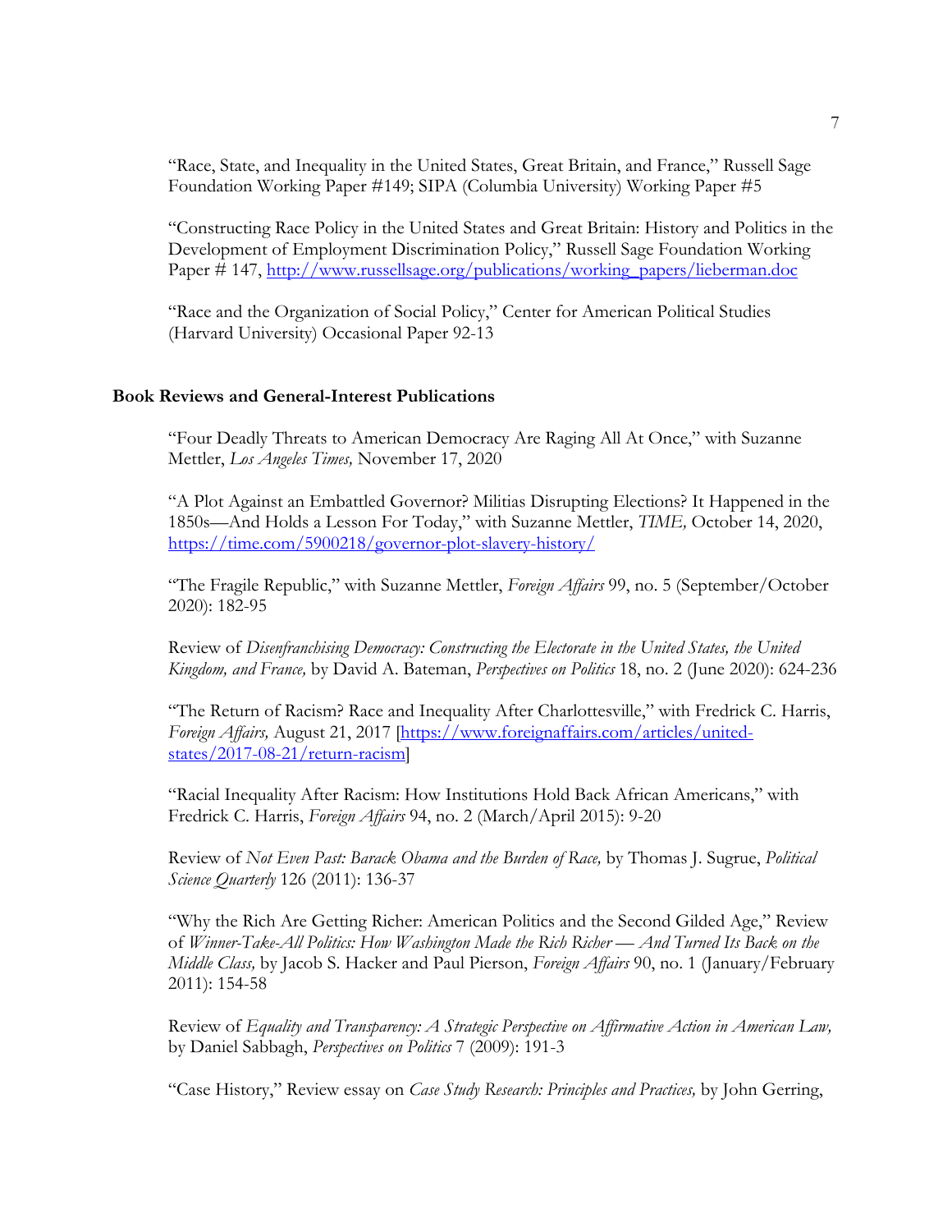"Race, State, and Inequality in the United States, Great Britain, and France," Russell Sage Foundation Working Paper #149; SIPA (Columbia University) Working Paper #5

"Constructing Race Policy in the United States and Great Britain: History and Politics in the Development of Employment Discrimination Policy," Russell Sage Foundation Working Paper # 147, http://www.russellsage.org/publications/working_papers/lieberman.doc

"Race and the Organization of Social Policy," Center for American Political Studies (Harvard University) Occasional Paper 92-13

**Book Reviews and General-Interest Publications**

"Four Deadly Threats to American Democracy Are Raging All At Once," with Suzanne Mettler, *Los Angeles Times,* November 17, 2020

"A Plot Against an Embattled Governor? Militias Disrupting Elections? It Happened in the 1850s—And Holds a Lesson For Today," with Suzanne Mettler, *TIME,* October 14, 2020, https://time.com/5900218/governor-plot-slavery-history/

"The Fragile Republic," with Suzanne Mettler, *Foreign Affairs* 99, no. 5 (September/October 2020): 182-95

Review of *Disenfranchising Democracy: Constructing the Electorate in the United States, the United Kingdom, and France,* by David A. Bateman, *Perspectives on Politics* 18, no. 2 (June 2020): 624-236

"The Return of Racism? Race and Inequality After Charlottesville," with Fredrick C. Harris, *Foreign Affairs,* August 21, 2017 [https://www.foreignaffairs.com/articles/united-states/2017-08-21/return-racism]

"Racial Inequality After Racism: How Institutions Hold Back African Americans," with Fredrick C. Harris, *Foreign Affairs* 94, no. 2 (March/April 2015): 9-20

Review of *Not Even Past: Barack Obama and the Burden of Race,* by Thomas J. Sugrue, *Political Science Quarterly* 126 (2011): 136-37

"Why the Rich Are Getting Richer: American Politics and the Second Gilded Age," Review of *Winner-Take-All Politics: How Washington Made the Rich Richer — And Turned Its Back on the Middle Class,* by Jacob S. Hacker and Paul Pierson, *Foreign Affairs* 90, no. 1 (January/February 2011): 154-58

Review of *Equality and Transparency: A Strategic Perspective on Affirmative Action in American Law,* by Daniel Sabbagh, *Perspectives on Politics* 7 (2009): 191-3

"Case History," Review essay on *Case Study Research: Principles and Practices,* by John Gerring,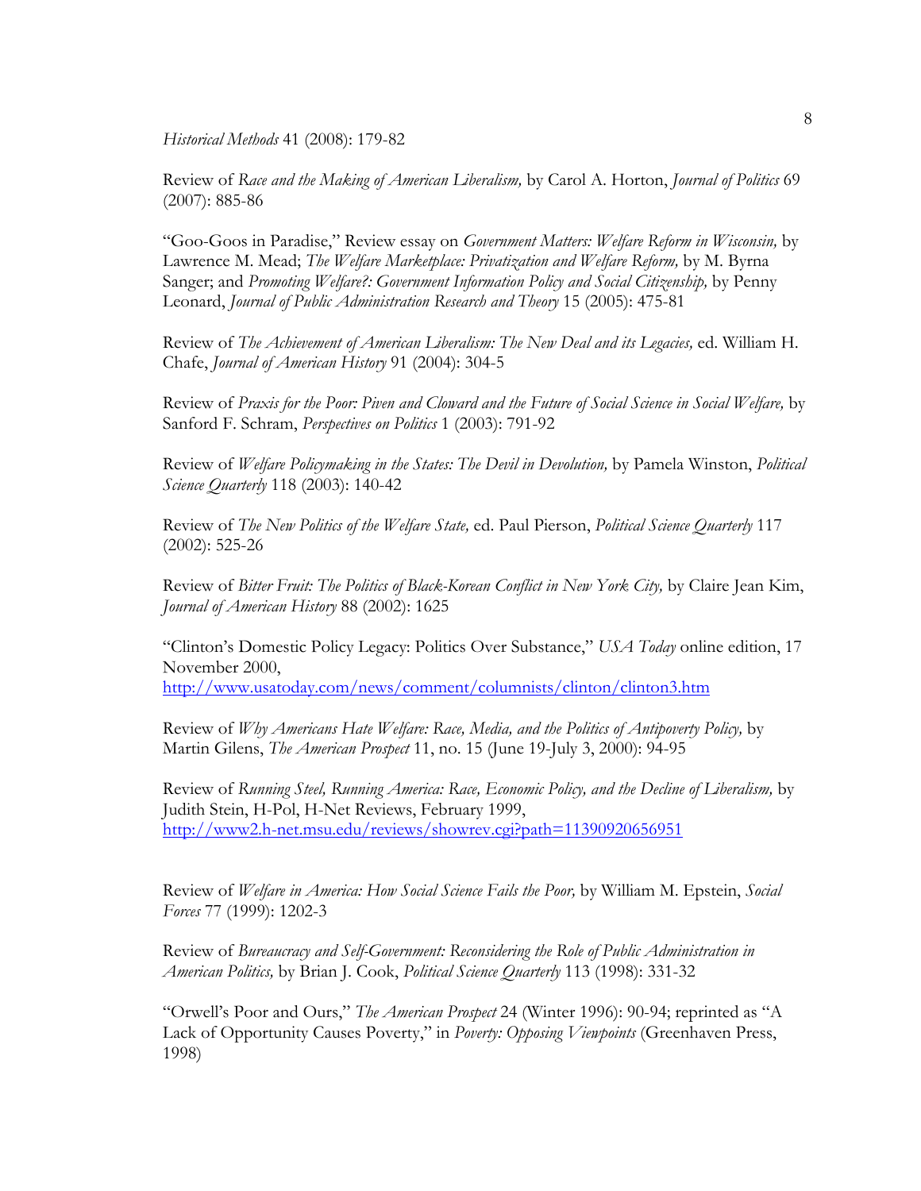*Historical Methods* 41 (2008): 179-82

Review of *Race and the Making of American Liberalism,* by Carol A. Horton, *Journal of Politics* 69 (2007): 885-86

"Goo-Goos in Paradise," Review essay on *Government Matters: Welfare Reform in Wisconsin,* by Lawrence M. Mead; *The Welfare Marketplace: Privatization and Welfare Reform,* by M. Byrna Sanger; and *Promoting Welfare?: Government Information Policy and Social Citizenship,* by Penny Leonard, *Journal of Public Administration Research and Theory* 15 (2005): 475-81

Review of *The Achievement of American Liberalism: The New Deal and its Legacies,* ed. William H. Chafe, *Journal of American History* 91 (2004): 304-5

Review of *Praxis for the Poor: Piven and Cloward and the Future of Social Science in Social Welfare,* by Sanford F. Schram, *Perspectives on Politics* 1 (2003): 791-92

Review of *Welfare Policymaking in the States: The Devil in Devolution,* by Pamela Winston, *Political Science Quarterly* 118 (2003): 140-42

Review of *The New Politics of the Welfare State,* ed. Paul Pierson, *Political Science Quarterly* 117 (2002): 525-26

Review of *Bitter Fruit: The Politics of Black-Korean Conflict in New York City,* by Claire Jean Kim, *Journal of American History* 88 (2002): 1625

"Clinton's Domestic Policy Legacy: Politics Over Substance," *USA Today* online edition, 17 November 2000, http://www.usatoday.com/news/comment/columnists/clinton/clinton3.htm

Review of *Why Americans Hate Welfare: Race, Media, and the Politics of Antipoverty Policy,* by Martin Gilens, *The American Prospect* 11, no. 15 (June 19-July 3, 2000): 94-95

Review of *Running Steel, Running America: Race, Economic Policy, and the Decline of Liberalism,* by Judith Stein, H-Pol, H-Net Reviews, February 1999, http://www2.h-net.msu.edu/reviews/showrev.cgi?path=11390920656951

Review of *Welfare in America: How Social Science Fails the Poor,* by William M. Epstein, *Social Forces* 77 (1999): 1202-3

Review of *Bureaucracy and Self-Government: Reconsidering the Role of Public Administration in American Politics,* by Brian J. Cook, *Political Science Quarterly* 113 (1998): 331-32

"Orwell's Poor and Ours," *The American Prospect* 24 (Winter 1996): 90-94; reprinted as "A Lack of Opportunity Causes Poverty," in *Poverty: Opposing Viewpoints* (Greenhaven Press, 1998)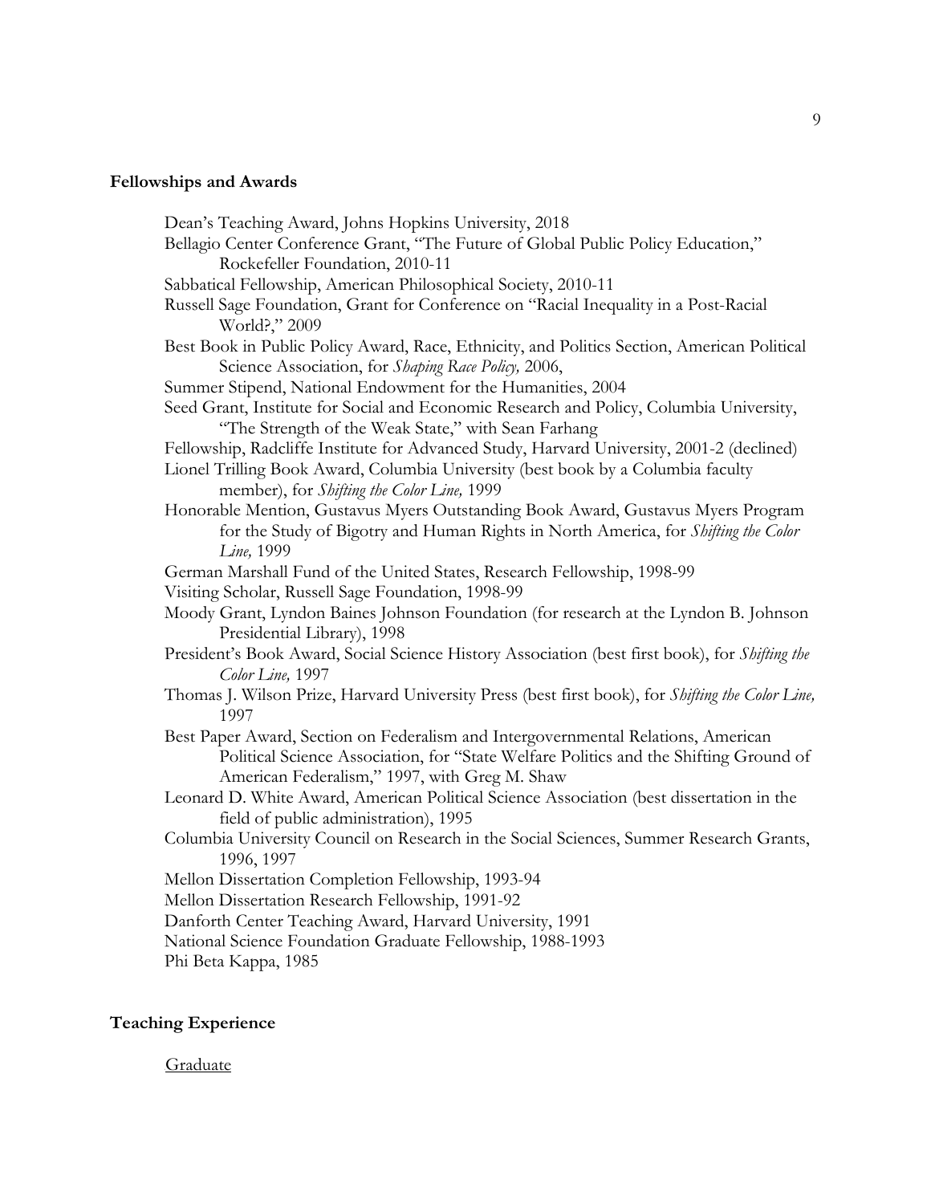## Fellowships and Awards

Dean's Teaching Award, Johns Hopkins University, 2018

Bellagio Center Conference Grant, "The Future of Global Public Policy Education," Rockefeller Foundation, 2010-11

Sabbatical Fellowship, American Philosophical Society, 2010-11

Russell Sage Foundation, Grant for Conference on "Racial Inequality in a Post-Racial World?," 2009

Best Book in Public Policy Award, Race, Ethnicity, and Politics Section, American Political Science Association, for *Shaping Race Policy,* 2006,

Summer Stipend, National Endowment for the Humanities, 2004

Seed Grant, Institute for Social and Economic Research and Policy, Columbia University, "The Strength of the Weak State," with Sean Farhang

Fellowship, Radcliffe Institute for Advanced Study, Harvard University, 2001-2 (declined)

Lionel Trilling Book Award, Columbia University (best book by a Columbia faculty member), for *Shifting the Color Line,* 1999

Honorable Mention, Gustavus Myers Outstanding Book Award, Gustavus Myers Program for the Study of Bigotry and Human Rights in North America, for *Shifting the Color Line,* 1999

German Marshall Fund of the United States, Research Fellowship, 1998-99

Visiting Scholar, Russell Sage Foundation, 1998-99

Moody Grant, Lyndon Baines Johnson Foundation (for research at the Lyndon B. Johnson Presidential Library), 1998

President's Book Award, Social Science History Association (best first book), for *Shifting the Color Line,* 1997

Thomas J. Wilson Prize, Harvard University Press (best first book), for *Shifting the Color Line,* 1997

Best Paper Award, Section on Federalism and Intergovernmental Relations, American Political Science Association, for "State Welfare Politics and the Shifting Ground of American Federalism," 1997, with Greg M. Shaw

Leonard D. White Award, American Political Science Association (best dissertation in the field of public administration), 1995

Columbia University Council on Research in the Social Sciences, Summer Research Grants, 1996, 1997

Mellon Dissertation Completion Fellowship, 1993-94

Mellon Dissertation Research Fellowship, 1991-92

Danforth Center Teaching Award, Harvard University, 1991

National Science Foundation Graduate Fellowship, 1988-1993

Phi Beta Kappa, 1985

## Teaching Experience

Graduate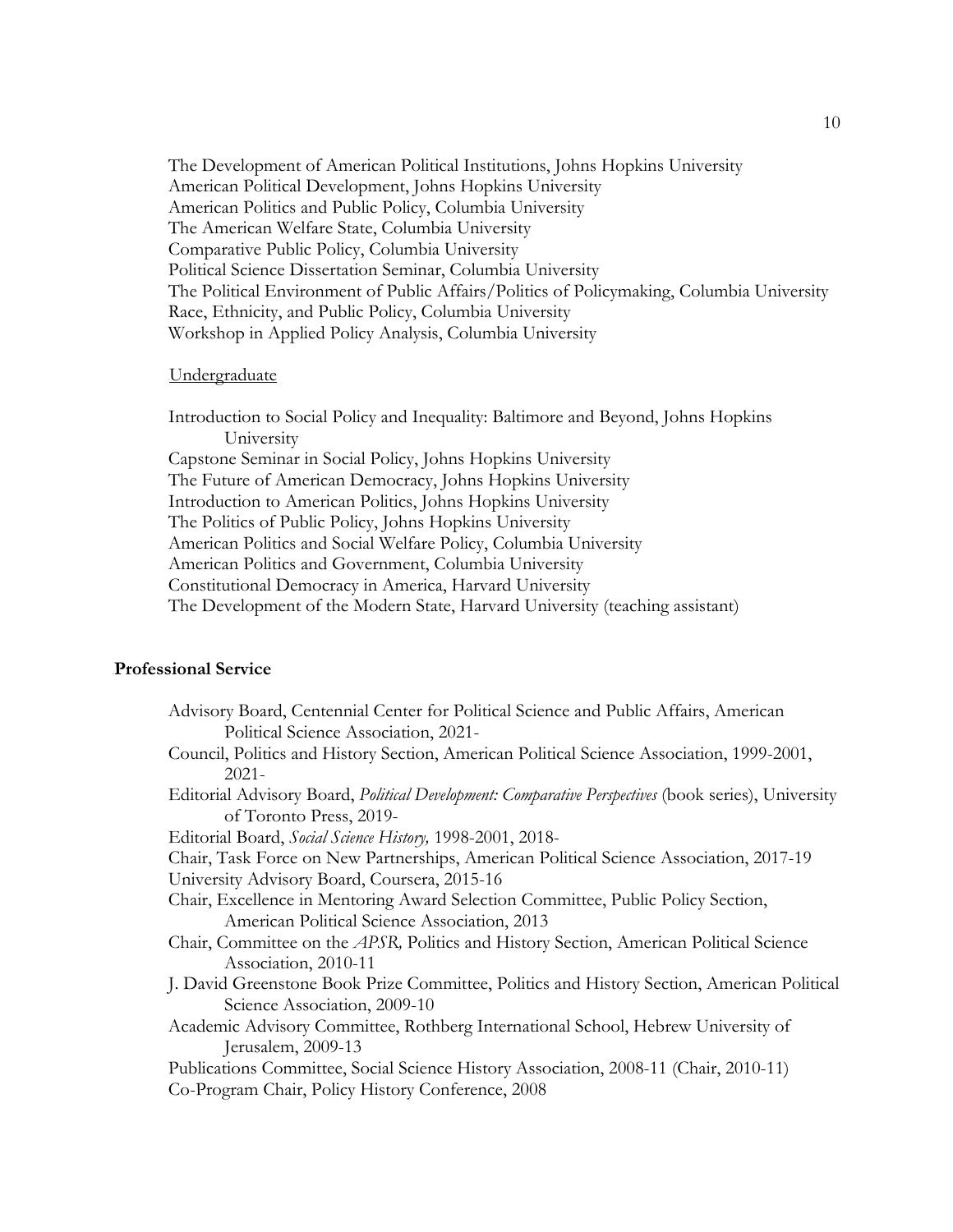The Development of American Political Institutions, Johns Hopkins University
American Political Development, Johns Hopkins University
American Politics and Public Policy, Columbia University
The American Welfare State, Columbia University
Comparative Public Policy, Columbia University
Political Science Dissertation Seminar, Columbia University
The Political Environment of Public Affairs/Politics of Policymaking, Columbia University
Race, Ethnicity, and Public Policy, Columbia University
Workshop in Applied Policy Analysis, Columbia University

Undergraduate

Introduction to Social Policy and Inequality: Baltimore and Beyond, Johns Hopkins University
Capstone Seminar in Social Policy, Johns Hopkins University
The Future of American Democracy, Johns Hopkins University
Introduction to American Politics, Johns Hopkins University
The Politics of Public Policy, Johns Hopkins University
American Politics and Social Welfare Policy, Columbia University
American Politics and Government, Columbia University
Constitutional Democracy in America, Harvard University
The Development of the Modern State, Harvard University (teaching assistant)

**Professional Service**

Advisory Board, Centennial Center for Political Science and Public Affairs, American Political Science Association, 2021-
Council, Politics and History Section, American Political Science Association, 1999-2001, 2021-
Editorial Advisory Board, *Political Development: Comparative Perspectives* (book series), University of Toronto Press, 2019-
Editorial Board, *Social Science History,* 1998-2001, 2018-
Chair, Task Force on New Partnerships, American Political Science Association, 2017-19
University Advisory Board, Coursera, 2015-16
Chair, Excellence in Mentoring Award Selection Committee, Public Policy Section, American Political Science Association, 2013
Chair, Committee on the *APSR,* Politics and History Section, American Political Science Association, 2010-11
J. David Greenstone Book Prize Committee, Politics and History Section, American Political Science Association, 2009-10
Academic Advisory Committee, Rothberg International School, Hebrew University of Jerusalem, 2009-13
Publications Committee, Social Science History Association, 2008-11 (Chair, 2010-11)
Co-Program Chair, Policy History Conference, 2008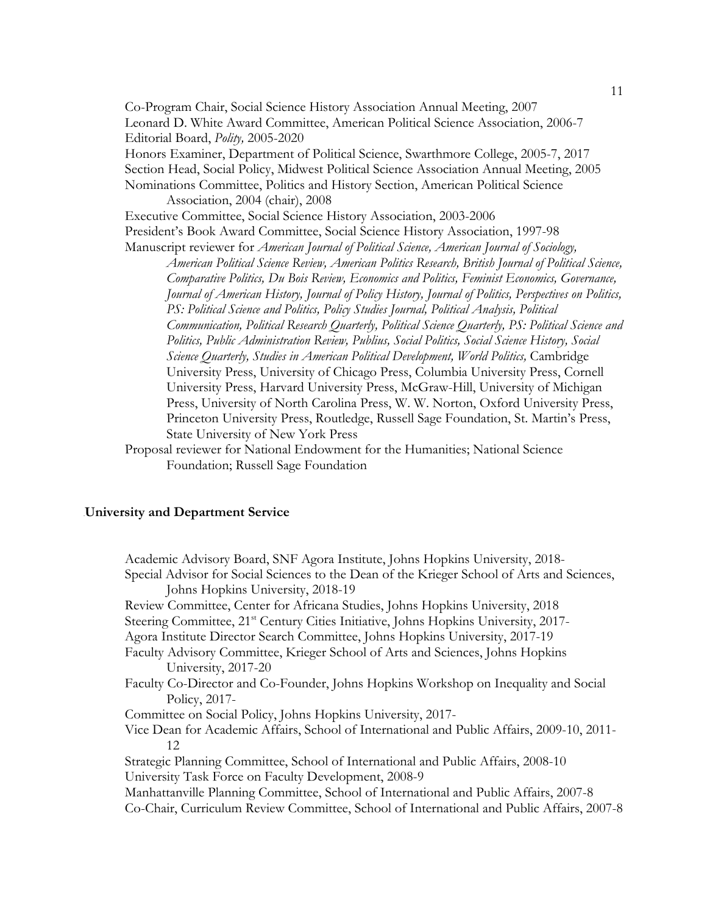Co-Program Chair, Social Science History Association Annual Meeting, 2007
Leonard D. White Award Committee, American Political Science Association, 2006-7
Editorial Board, *Polity,* 2005-2020
Honors Examiner, Department of Political Science, Swarthmore College, 2005-7, 2017
Section Head, Social Policy, Midwest Political Science Association Annual Meeting, 2005
Nominations Committee, Politics and History Section, American Political Science Association, 2004 (chair), 2008
Executive Committee, Social Science History Association, 2003-2006
President's Book Award Committee, Social Science History Association, 1997-98
Manuscript reviewer for *American Journal of Political Science, American Journal of Sociology, American Political Science Review, American Politics Research, British Journal of Political Science, Comparative Politics, Du Bois Review, Economics and Politics, Feminist Economics, Governance, Journal of American History, Journal of Policy History, Journal of Politics, Perspectives on Politics, PS: Political Science and Politics, Policy Studies Journal, Political Analysis, Political Communication, Political Research Quarterly, Political Science Quarterly, PS: Political Science and Politics, Public Administration Review, Publius, Social Politics, Social Science History, Social Science Quarterly, Studies in American Political Development, World Politics,* Cambridge University Press, University of Chicago Press, Columbia University Press, Cornell University Press, Harvard University Press, McGraw-Hill, University of Michigan Press, University of North Carolina Press, W. W. Norton, Oxford University Press, Princeton University Press, Routledge, Russell Sage Foundation, St. Martin's Press, State University of New York Press
Proposal reviewer for National Endowment for the Humanities; National Science Foundation; Russell Sage Foundation

## University and Department Service

Academic Advisory Board, SNF Agora Institute, Johns Hopkins University, 2018-
Special Advisor for Social Sciences to the Dean of the Krieger School of Arts and Sciences, Johns Hopkins University, 2018-19
Review Committee, Center for Africana Studies, Johns Hopkins University, 2018
Steering Committee, 21st Century Cities Initiative, Johns Hopkins University, 2017-
Agora Institute Director Search Committee, Johns Hopkins University, 2017-19
Faculty Advisory Committee, Krieger School of Arts and Sciences, Johns Hopkins University, 2017-20
Faculty Co-Director and Co-Founder, Johns Hopkins Workshop on Inequality and Social Policy, 2017-
Committee on Social Policy, Johns Hopkins University, 2017-
Vice Dean for Academic Affairs, School of International and Public Affairs, 2009-10, 2011-12
Strategic Planning Committee, School of International and Public Affairs, 2008-10
University Task Force on Faculty Development, 2008-9
Manhattanville Planning Committee, School of International and Public Affairs, 2007-8
Co-Chair, Curriculum Review Committee, School of International and Public Affairs, 2007-8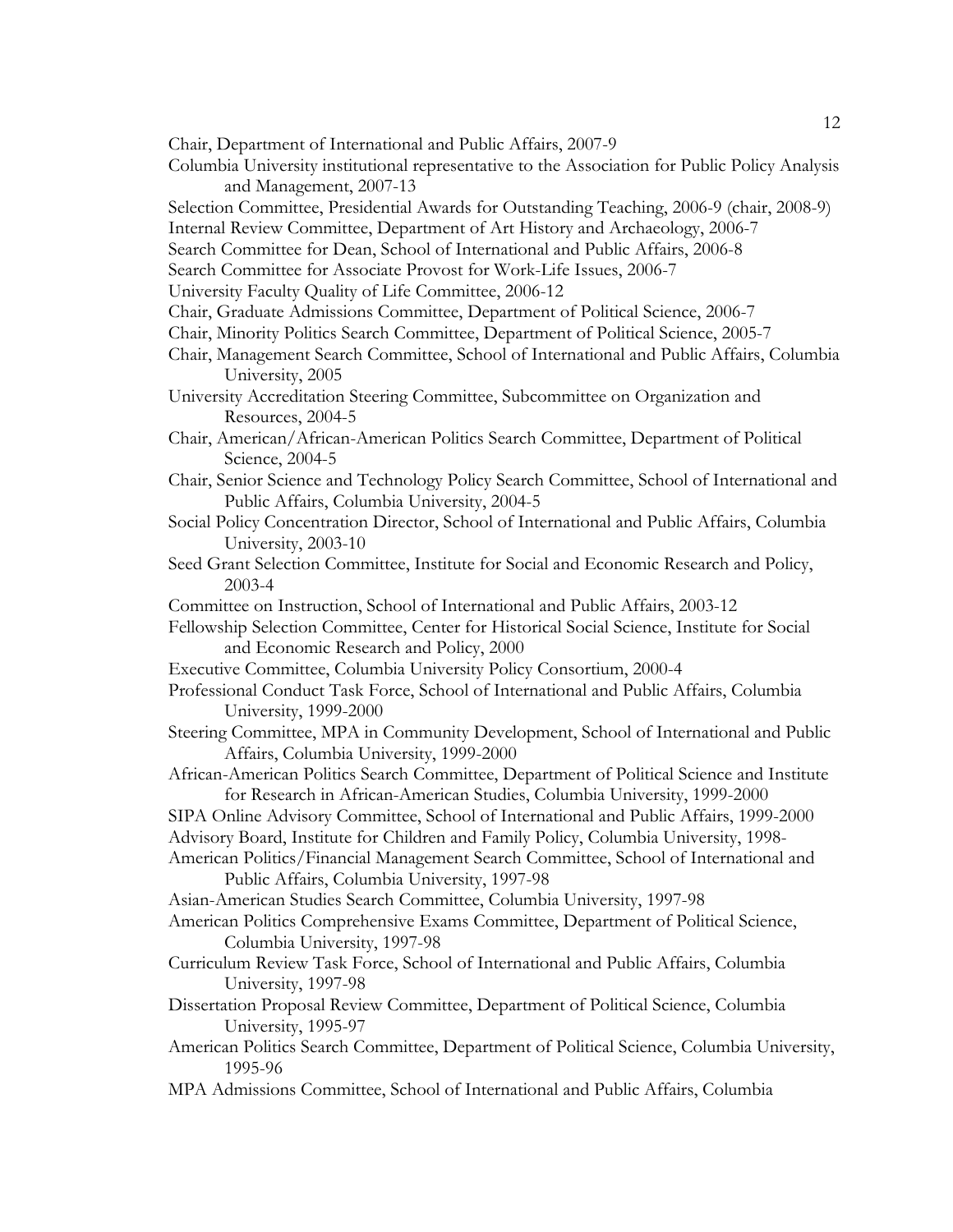Chair, Department of International and Public Affairs, 2007-9

Columbia University institutional representative to the Association for Public Policy Analysis and Management, 2007-13

Selection Committee, Presidential Awards for Outstanding Teaching, 2006-9 (chair, 2008-9)

Internal Review Committee, Department of Art History and Archaeology, 2006-7

Search Committee for Dean, School of International and Public Affairs, 2006-8

Search Committee for Associate Provost for Work-Life Issues, 2006-7

University Faculty Quality of Life Committee, 2006-12

Chair, Graduate Admissions Committee, Department of Political Science, 2006-7

Chair, Minority Politics Search Committee, Department of Political Science, 2005-7

Chair, Management Search Committee, School of International and Public Affairs, Columbia University, 2005

University Accreditation Steering Committee, Subcommittee on Organization and Resources, 2004-5

Chair, American/African-American Politics Search Committee, Department of Political Science, 2004-5

Chair, Senior Science and Technology Policy Search Committee, School of International and Public Affairs, Columbia University, 2004-5

Social Policy Concentration Director, School of International and Public Affairs, Columbia University, 2003-10

Seed Grant Selection Committee, Institute for Social and Economic Research and Policy, 2003-4

Committee on Instruction, School of International and Public Affairs, 2003-12

Fellowship Selection Committee, Center for Historical Social Science, Institute for Social and Economic Research and Policy, 2000

Executive Committee, Columbia University Policy Consortium, 2000-4

Professional Conduct Task Force, School of International and Public Affairs, Columbia University, 1999-2000

Steering Committee, MPA in Community Development, School of International and Public Affairs, Columbia University, 1999-2000

African-American Politics Search Committee, Department of Political Science and Institute for Research in African-American Studies, Columbia University, 1999-2000

SIPA Online Advisory Committee, School of International and Public Affairs, 1999-2000

Advisory Board, Institute for Children and Family Policy, Columbia University, 1998-

American Politics/Financial Management Search Committee, School of International and Public Affairs, Columbia University, 1997-98

Asian-American Studies Search Committee, Columbia University, 1997-98

American Politics Comprehensive Exams Committee, Department of Political Science, Columbia University, 1997-98

Curriculum Review Task Force, School of International and Public Affairs, Columbia University, 1997-98

Dissertation Proposal Review Committee, Department of Political Science, Columbia University, 1995-97

American Politics Search Committee, Department of Political Science, Columbia University, 1995-96

MPA Admissions Committee, School of International and Public Affairs, Columbia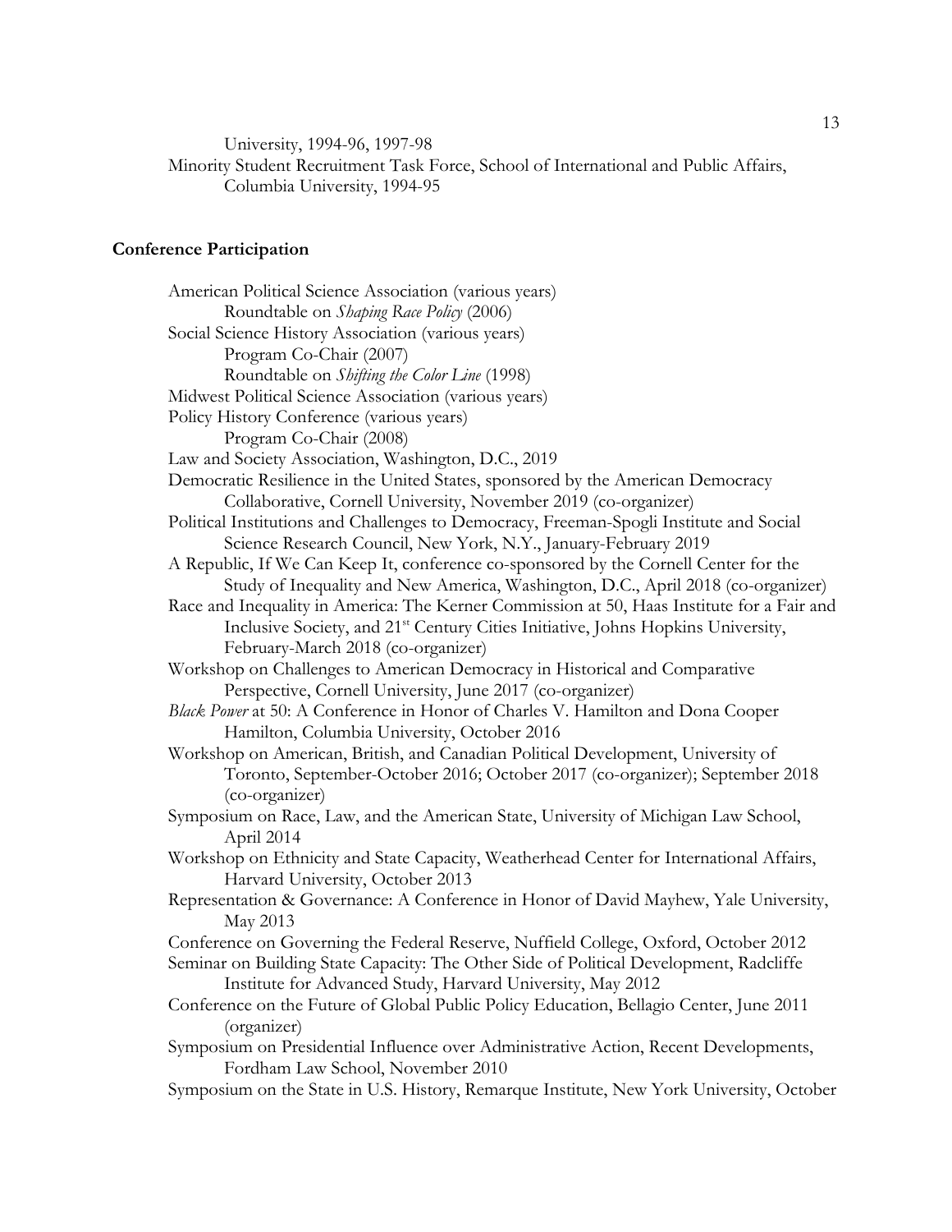University, 1994-96, 1997-98

Minority Student Recruitment Task Force, School of International and Public Affairs, Columbia University, 1994-95

## Conference Participation

American Political Science Association (various years)
- Roundtable on *Shaping Race Policy* (2006)

Social Science History Association (various years)
- Program Co-Chair (2007)
- Roundtable on *Shifting the Color Line* (1998)

Midwest Political Science Association (various years)

Policy History Conference (various years)
- Program Co-Chair (2008)

Law and Society Association, Washington, D.C., 2019

Democratic Resilience in the United States, sponsored by the American Democracy Collaborative, Cornell University, November 2019 (co-organizer)

Political Institutions and Challenges to Democracy, Freeman-Spogli Institute and Social Science Research Council, New York, N.Y., January-February 2019

A Republic, If We Can Keep It, conference co-sponsored by the Cornell Center for the Study of Inequality and New America, Washington, D.C., April 2018 (co-organizer)

Race and Inequality in America: The Kerner Commission at 50, Haas Institute for a Fair and Inclusive Society, and 21st Century Cities Initiative, Johns Hopkins University, February-March 2018 (co-organizer)

Workshop on Challenges to American Democracy in Historical and Comparative Perspective, Cornell University, June 2017 (co-organizer)

*Black Power* at 50: A Conference in Honor of Charles V. Hamilton and Dona Cooper Hamilton, Columbia University, October 2016

Workshop on American, British, and Canadian Political Development, University of Toronto, September-October 2016; October 2017 (co-organizer); September 2018 (co-organizer)

Symposium on Race, Law, and the American State, University of Michigan Law School, April 2014

Workshop on Ethnicity and State Capacity, Weatherhead Center for International Affairs, Harvard University, October 2013

Representation & Governance: A Conference in Honor of David Mayhew, Yale University, May 2013

Conference on Governing the Federal Reserve, Nuffield College, Oxford, October 2012

Seminar on Building State Capacity: The Other Side of Political Development, Radcliffe Institute for Advanced Study, Harvard University, May 2012

Conference on the Future of Global Public Policy Education, Bellagio Center, June 2011 (organizer)

Symposium on Presidential Influence over Administrative Action, Recent Developments, Fordham Law School, November 2010

Symposium on the State in U.S. History, Remarque Institute, New York University, October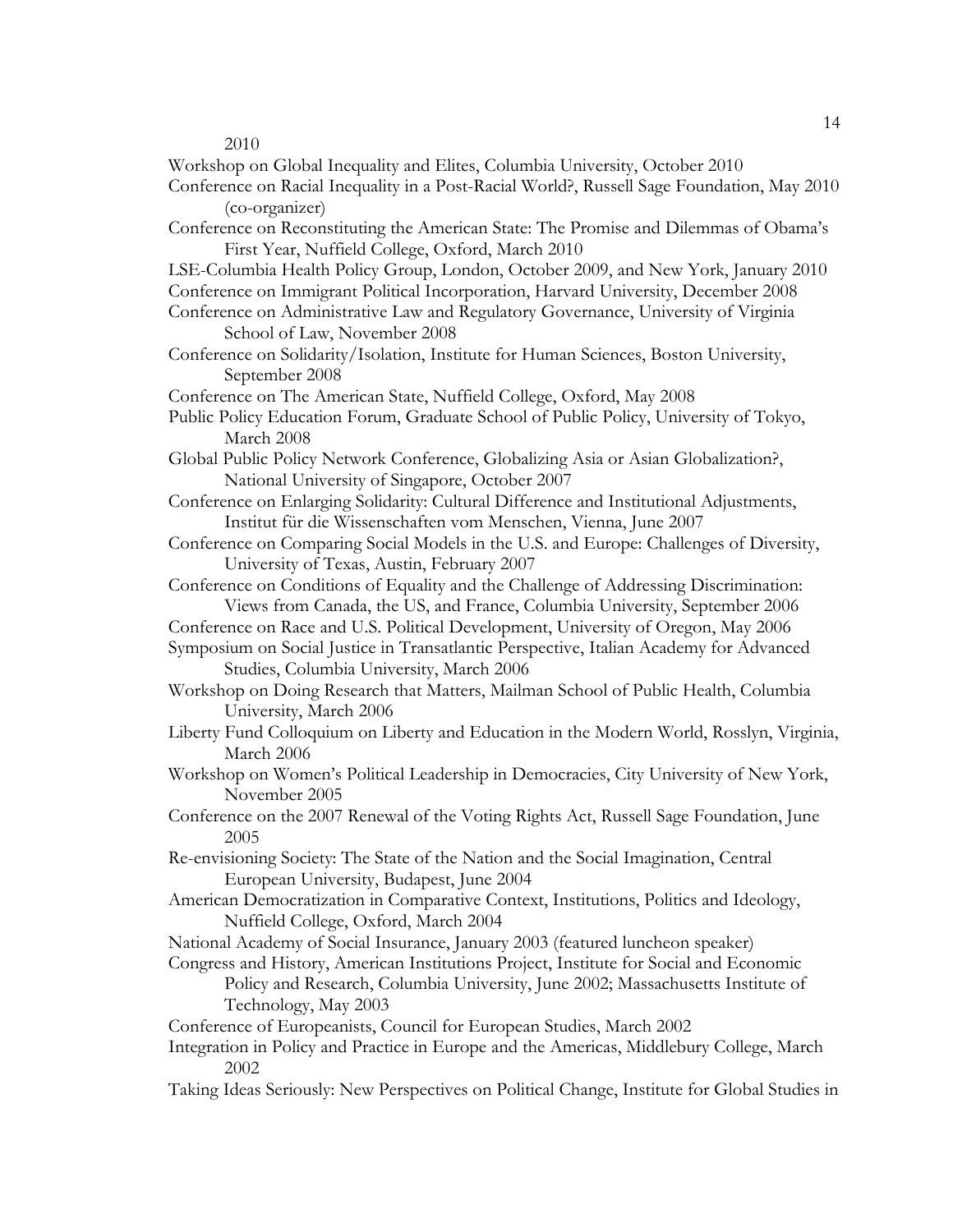2010

Workshop on Global Inequality and Elites, Columbia University, October 2010

Conference on Racial Inequality in a Post-Racial World?, Russell Sage Foundation, May 2010 (co-organizer)

Conference on Reconstituting the American State: The Promise and Dilemmas of Obama's First Year, Nuffield College, Oxford, March 2010

LSE-Columbia Health Policy Group, London, October 2009, and New York, January 2010

Conference on Immigrant Political Incorporation, Harvard University, December 2008

Conference on Administrative Law and Regulatory Governance, University of Virginia School of Law, November 2008

Conference on Solidarity/Isolation, Institute for Human Sciences, Boston University, September 2008

Conference on The American State, Nuffield College, Oxford, May 2008

Public Policy Education Forum, Graduate School of Public Policy, University of Tokyo, March 2008

Global Public Policy Network Conference, Globalizing Asia or Asian Globalization?, National University of Singapore, October 2007

Conference on Enlarging Solidarity: Cultural Difference and Institutional Adjustments, Institut für die Wissenschaften vom Menschen, Vienna, June 2007

Conference on Comparing Social Models in the U.S. and Europe: Challenges of Diversity, University of Texas, Austin, February 2007

Conference on Conditions of Equality and the Challenge of Addressing Discrimination: Views from Canada, the US, and France, Columbia University, September 2006

Conference on Race and U.S. Political Development, University of Oregon, May 2006

Symposium on Social Justice in Transatlantic Perspective, Italian Academy for Advanced Studies, Columbia University, March 2006

Workshop on Doing Research that Matters, Mailman School of Public Health, Columbia University, March 2006

Liberty Fund Colloquium on Liberty and Education in the Modern World, Rosslyn, Virginia, March 2006

Workshop on Women's Political Leadership in Democracies, City University of New York, November 2005

Conference on the 2007 Renewal of the Voting Rights Act, Russell Sage Foundation, June 2005

Re-envisioning Society: The State of the Nation and the Social Imagination, Central European University, Budapest, June 2004

American Democratization in Comparative Context, Institutions, Politics and Ideology, Nuffield College, Oxford, March 2004

National Academy of Social Insurance, January 2003 (featured luncheon speaker)

Congress and History, American Institutions Project, Institute for Social and Economic Policy and Research, Columbia University, June 2002; Massachusetts Institute of Technology, May 2003

Conference of Europeanists, Council for European Studies, March 2002

Integration in Policy and Practice in Europe and the Americas, Middlebury College, March 2002

Taking Ideas Seriously: New Perspectives on Political Change, Institute for Global Studies in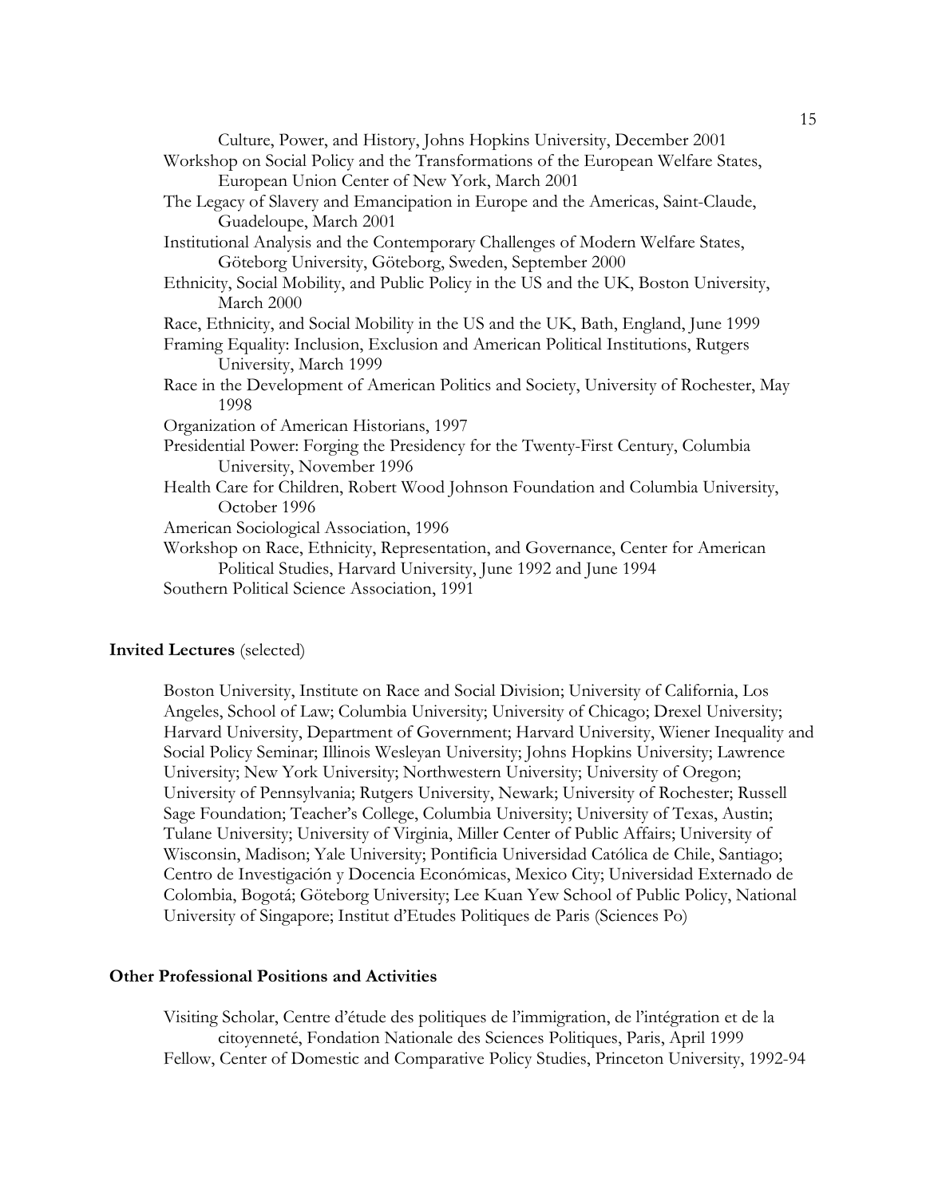Culture, Power, and History, Johns Hopkins University, December 2001

Workshop on Social Policy and the Transformations of the European Welfare States, European Union Center of New York, March 2001

The Legacy of Slavery and Emancipation in Europe and the Americas, Saint-Claude, Guadeloupe, March 2001

Institutional Analysis and the Contemporary Challenges of Modern Welfare States, Göteborg University, Göteborg, Sweden, September 2000

Ethnicity, Social Mobility, and Public Policy in the US and the UK, Boston University, March 2000

Race, Ethnicity, and Social Mobility in the US and the UK, Bath, England, June 1999

Framing Equality: Inclusion, Exclusion and American Political Institutions, Rutgers University, March 1999

Race in the Development of American Politics and Society, University of Rochester, May 1998

Organization of American Historians, 1997

Presidential Power: Forging the Presidency for the Twenty-First Century, Columbia University, November 1996

Health Care for Children, Robert Wood Johnson Foundation and Columbia University, October 1996

American Sociological Association, 1996

Workshop on Race, Ethnicity, Representation, and Governance, Center for American Political Studies, Harvard University, June 1992 and June 1994

Southern Political Science Association, 1991

**Invited Lectures** (selected)

Boston University, Institute on Race and Social Division; University of California, Los Angeles, School of Law; Columbia University; University of Chicago; Drexel University; Harvard University, Department of Government; Harvard University, Wiener Inequality and Social Policy Seminar; Illinois Wesleyan University; Johns Hopkins University; Lawrence University; New York University; Northwestern University; University of Oregon; University of Pennsylvania; Rutgers University, Newark; University of Rochester; Russell Sage Foundation; Teacher's College, Columbia University; University of Texas, Austin; Tulane University; University of Virginia, Miller Center of Public Affairs; University of Wisconsin, Madison; Yale University; Pontificia Universidad Católica de Chile, Santiago; Centro de Investigación y Docencia Económicas, Mexico City; Universidad Externado de Colombia, Bogotá; Göteborg University; Lee Kuan Yew School of Public Policy, National University of Singapore; Institut d'Etudes Politiques de Paris (Sciences Po)

**Other Professional Positions and Activities**

Visiting Scholar, Centre d'étude des politiques de l'immigration, de l'intégration et de la citoyenneté, Fondation Nationale des Sciences Politiques, Paris, April 1999

Fellow, Center of Domestic and Comparative Policy Studies, Princeton University, 1992-94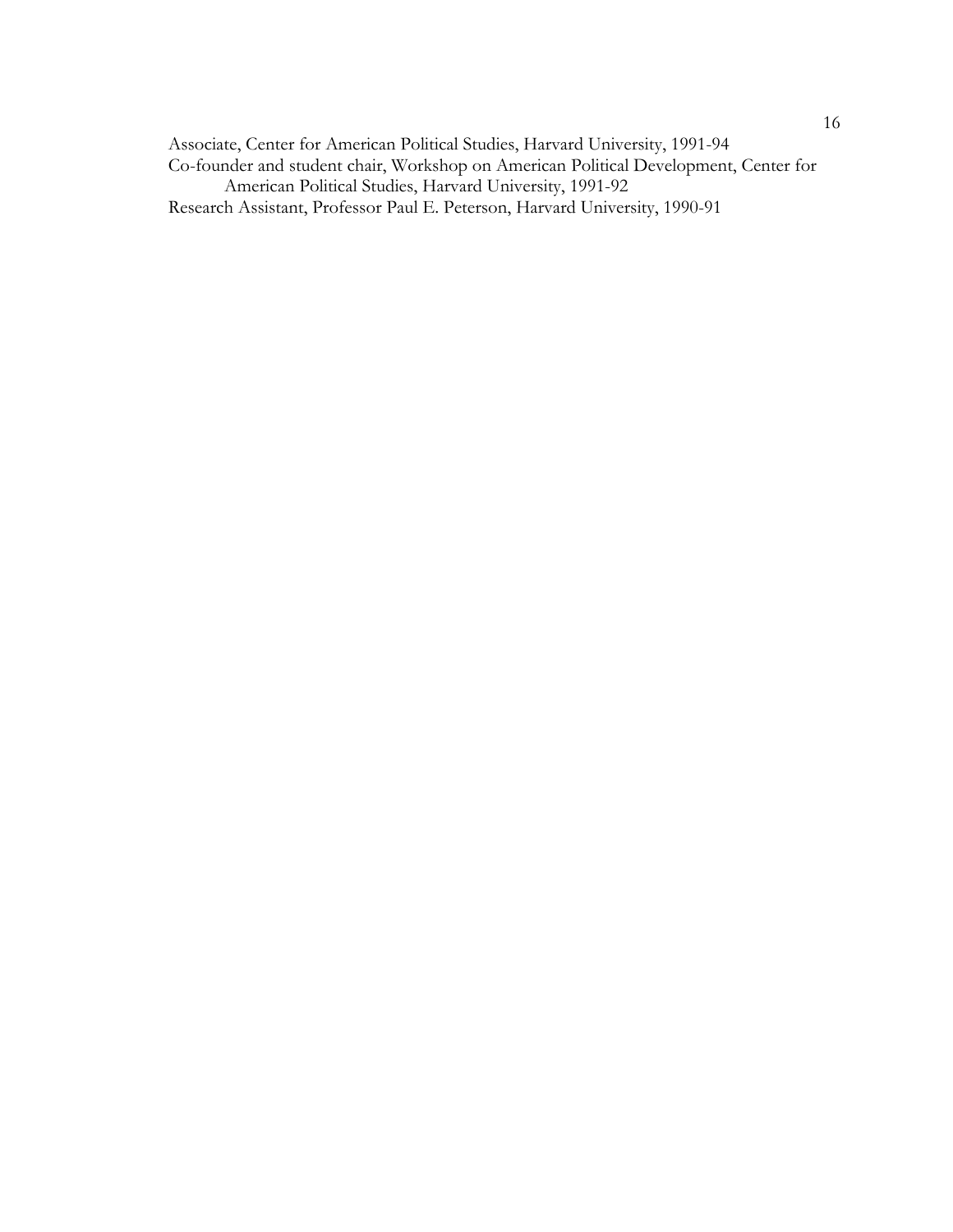Associate, Center for American Political Studies, Harvard University, 1991-94

Co-founder and student chair, Workshop on American Political Development, Center for American Political Studies, Harvard University, 1991-92

Research Assistant, Professor Paul E. Peterson, Harvard University, 1990-91